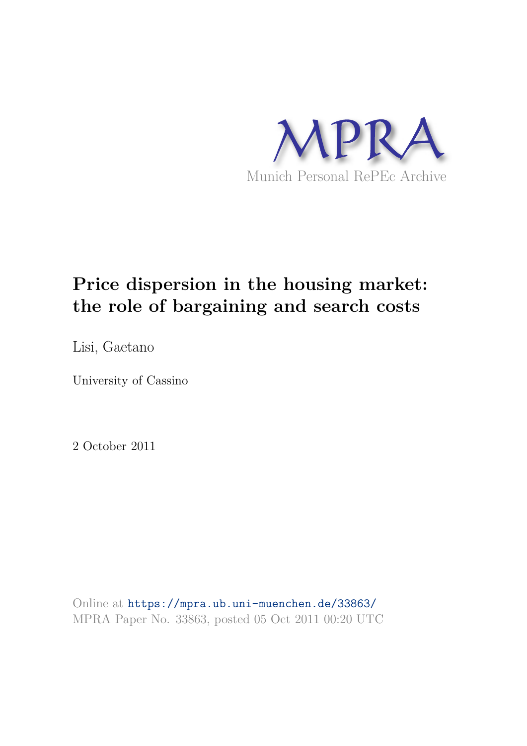MPRA

Munich Personal RePEc Archive

# Price dispersion in the housing market: the role of bargaining and search costs

Lisi, Gaetano

University of Cassino

2 October 2011

Online at https://mpra.ub.uni-muenchen.de/33863/
MPRA Paper No. 33863, posted 05 Oct 2011 00:20 UTC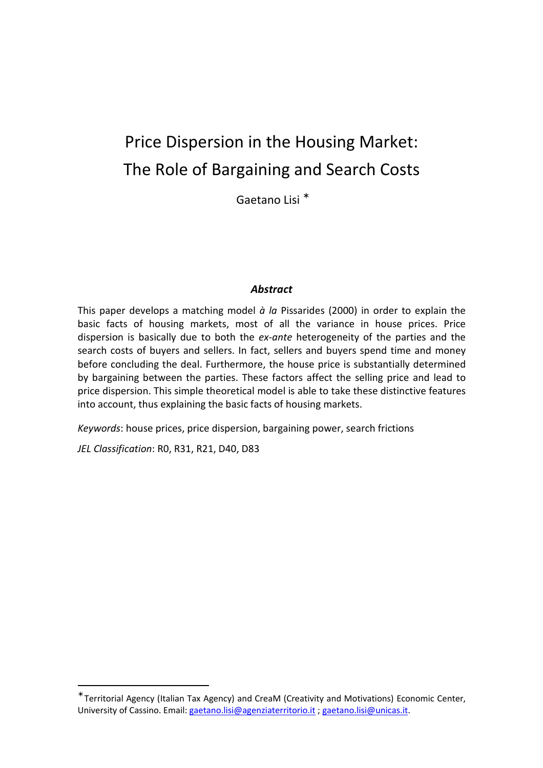# Price Dispersion in the Housing Market: The Role of Bargaining and Search Costs

Gaetano Lisi *

### *Abstract*

This paper develops a matching model *à la* Pissarides (2000) in order to explain the basic facts of housing markets, most of all the variance in house prices. Price dispersion is basically due to both the *ex-ante* heterogeneity of the parties and the search costs of buyers and sellers. In fact, sellers and buyers spend time and money before concluding the deal. Furthermore, the house price is substantially determined by bargaining between the parties. These factors affect the selling price and lead to price dispersion. This simple theoretical model is able to take these distinctive features into account, thus explaining the basic facts of housing markets.

*Keywords*: house prices, price dispersion, bargaining power, search frictions

*JEL Classification*: R0, R31, R21, D40, D83

---

* Territorial Agency (Italian Tax Agency) and CreaM (Creativity and Motivations) Economic Center, University of Cassino. Email: gaetano.lisi@agenziaterritorio.it ; gaetano.lisi@unicas.it.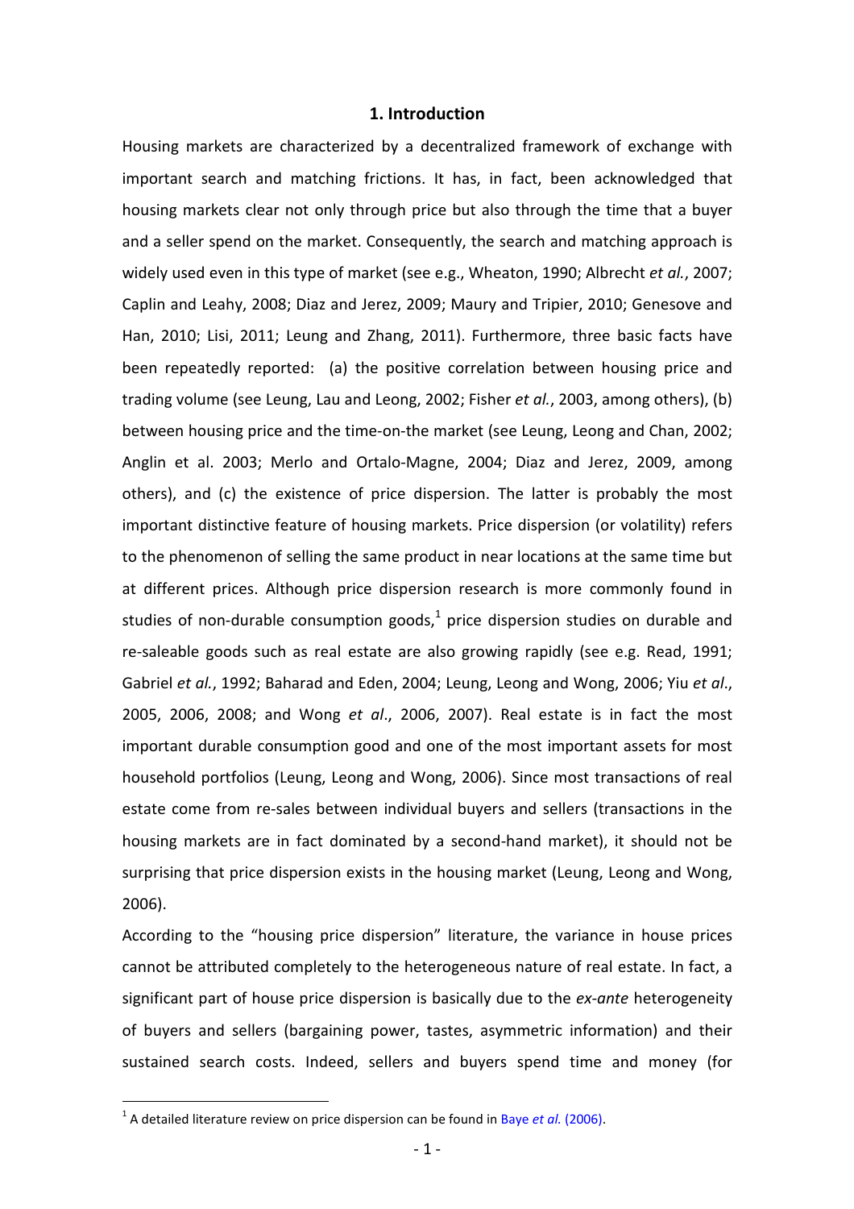# 1. Introduction

Housing markets are characterized by a decentralized framework of exchange with important search and matching frictions. It has, in fact, been acknowledged that housing markets clear not only through price but also through the time that a buyer and a seller spend on the market. Consequently, the search and matching approach is widely used even in this type of market (see e.g., Wheaton, 1990; Albrecht *et al.*, 2007; Caplin and Leahy, 2008; Diaz and Jerez, 2009; Maury and Tripier, 2010; Genesove and Han, 2010; Lisi, 2011; Leung and Zhang, 2011). Furthermore, three basic facts have been repeatedly reported: (a) the positive correlation between housing price and trading volume (see Leung, Lau and Leong, 2002; Fisher *et al.*, 2003, among others), (b) between housing price and the time-on-the market (see Leung, Leong and Chan, 2002; Anglin et al. 2003; Merlo and Ortalo-Magne, 2004; Diaz and Jerez, 2009, among others), and (c) the existence of price dispersion. The latter is probably the most important distinctive feature of housing markets. Price dispersion (or volatility) refers to the phenomenon of selling the same product in near locations at the same time but at different prices. Although price dispersion research is more commonly found in studies of non-durable consumption goods,[1] price dispersion studies on durable and re-saleable goods such as real estate are also growing rapidly (see e.g. Read, 1991; Gabriel *et al.*, 1992; Baharad and Eden, 2004; Leung, Leong and Wong, 2006; Yiu *et al*., 2005, 2006, 2008; and Wong *et al*., 2006, 2007). Real estate is in fact the most important durable consumption good and one of the most important assets for most household portfolios (Leung, Leong and Wong, 2006). Since most transactions of real estate come from re-sales between individual buyers and sellers (transactions in the housing markets are in fact dominated by a second-hand market), it should not be surprising that price dispersion exists in the housing market (Leung, Leong and Wong, 2006).

According to the "housing price dispersion" literature, the variance in house prices cannot be attributed completely to the heterogeneous nature of real estate. In fact, a significant part of house price dispersion is basically due to the *ex-ante* heterogeneity of buyers and sellers (bargaining power, tastes, asymmetric information) and their sustained search costs. Indeed, sellers and buyers spend time and money (for

[1] A detailed literature review on price dispersion can be found in Baye *et al.* (2006).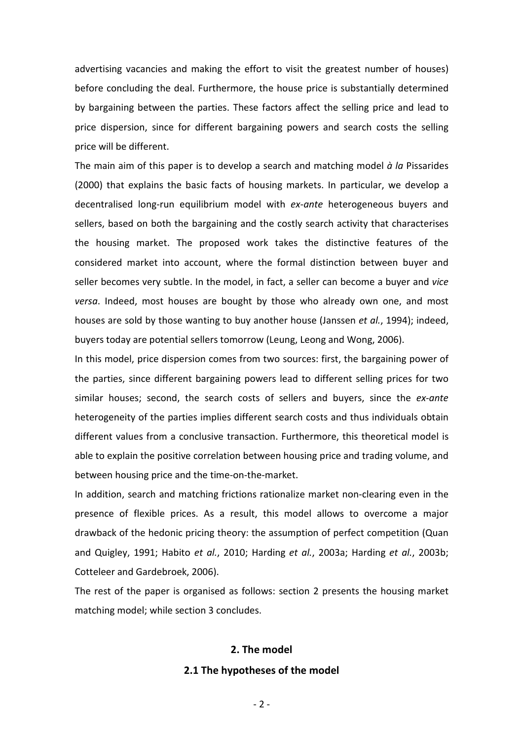advertising vacancies and making the effort to visit the greatest number of houses) before concluding the deal. Furthermore, the house price is substantially determined by bargaining between the parties. These factors affect the selling price and lead to price dispersion, since for different bargaining powers and search costs the selling price will be different.

The main aim of this paper is to develop a search and matching model *à la* Pissarides (2000) that explains the basic facts of housing markets. In particular, we develop a decentralised long-run equilibrium model with *ex-ante* heterogeneous buyers and sellers, based on both the bargaining and the costly search activity that characterises the housing market. The proposed work takes the distinctive features of the considered market into account, where the formal distinction between buyer and seller becomes very subtle. In the model, in fact, a seller can become a buyer and *vice versa*. Indeed, most houses are bought by those who already own one, and most houses are sold by those wanting to buy another house (Janssen *et al.*, 1994); indeed, buyers today are potential sellers tomorrow (Leung, Leong and Wong, 2006).

In this model, price dispersion comes from two sources: first, the bargaining power of the parties, since different bargaining powers lead to different selling prices for two similar houses; second, the search costs of sellers and buyers, since the *ex-ante* heterogeneity of the parties implies different search costs and thus individuals obtain different values from a conclusive transaction. Furthermore, this theoretical model is able to explain the positive correlation between housing price and trading volume, and between housing price and the time-on-the-market.

In addition, search and matching frictions rationalize market non-clearing even in the presence of flexible prices. As a result, this model allows to overcome a major drawback of the hedonic pricing theory: the assumption of perfect competition (Quan and Quigley, 1991; Habito *et al.*, 2010; Harding *et al.*, 2003a; Harding *et al.*, 2003b; Cotteleer and Gardebroek, 2006).

The rest of the paper is organised as follows: section 2 presents the housing market matching model; while section 3 concludes.

## 2. The model

### 2.1 The hypotheses of the model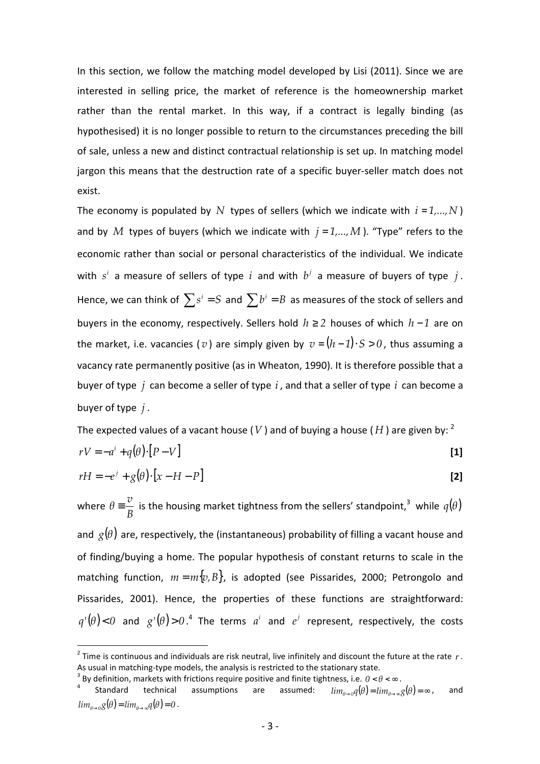In this section, we follow the matching model developed by Lisi (2011). Since we are interested in selling price, the market of reference is the homeownership market rather than the rental market. In this way, if a contract is legally binding (as hypothesised) it is no longer possible to return to the circumstances preceding the bill of sale, unless a new and distinct contractual relationship is set up. In matching model jargon this means that the destruction rate of a specific buyer-seller match does not exist.

The economy is populated by $N$ types of sellers (which we indicate with $i = 1,..., N$) and by $M$ types of buyers (which we indicate with $j = 1,..., M$). "Type" refers to the economic rather than social or personal characteristics of the individual. We indicate with $s^i$ a measure of sellers of type $i$ and with $b^j$ a measure of buyers of type $j$. Hence, we can think of $\sum s^i = S$ and $\sum b^i = B$ as measures of the stock of sellers and buyers in the economy, respectively. Sellers hold $h \geq 2$ houses of which $h-1$ are on the market, i.e. vacancies ($v$) are simply given by $v = (h-1)\cdot S > 0$, thus assuming a vacancy rate permanently positive (as in Wheaton, 1990). It is therefore possible that a buyer of type $j$ can become a seller of type $i$, and that a seller of type $i$ can become a buyer of type $j$.

The expected values of a vacant house ($V$) and of buying a house ($H$) are given by: [2]

$$rV = -a^i + q(\theta)\cdot[P - V] \qquad \textbf{[1]}$$

$$rH = -e^j + g(\theta)\cdot[x - H - P] \qquad \textbf{[2]}$$

where $\theta \equiv \frac{v}{B}$ is the housing market tightness from the sellers' standpoint,[3] while $q(\theta)$ and $g(\theta)$ are, respectively, the (instantaneous) probability of filling a vacant house and of finding/buying a home. The popular hypothesis of constant returns to scale in the matching function, $m = m\{v, B\}$, is adopted (see Pissarides, 2000; Petrongolo and Pissarides, 2001). Hence, the properties of these functions are straightforward: $q'(\theta) < 0$ and $g'(\theta) > 0$.[4] The terms $a^i$ and $e^j$ represent, respectively, the costs

---

[2] Time is continuous and individuals are risk neutral, live infinitely and discount the future at the rate $r$. As usual in matching-type models, the analysis is restricted to the stationary state.

[3] By definition, markets with frictions require positive and finite tightness, i.e. $0 < \theta < \infty$.

[4] Standard technical assumptions are assumed: $lim_{\theta\to 0}q(\theta) = lim_{\theta\to\infty}g(\theta) = \infty$, and $lim_{\theta\to 0}g(\theta) = lim_{\theta\to\infty}q(\theta) = 0$.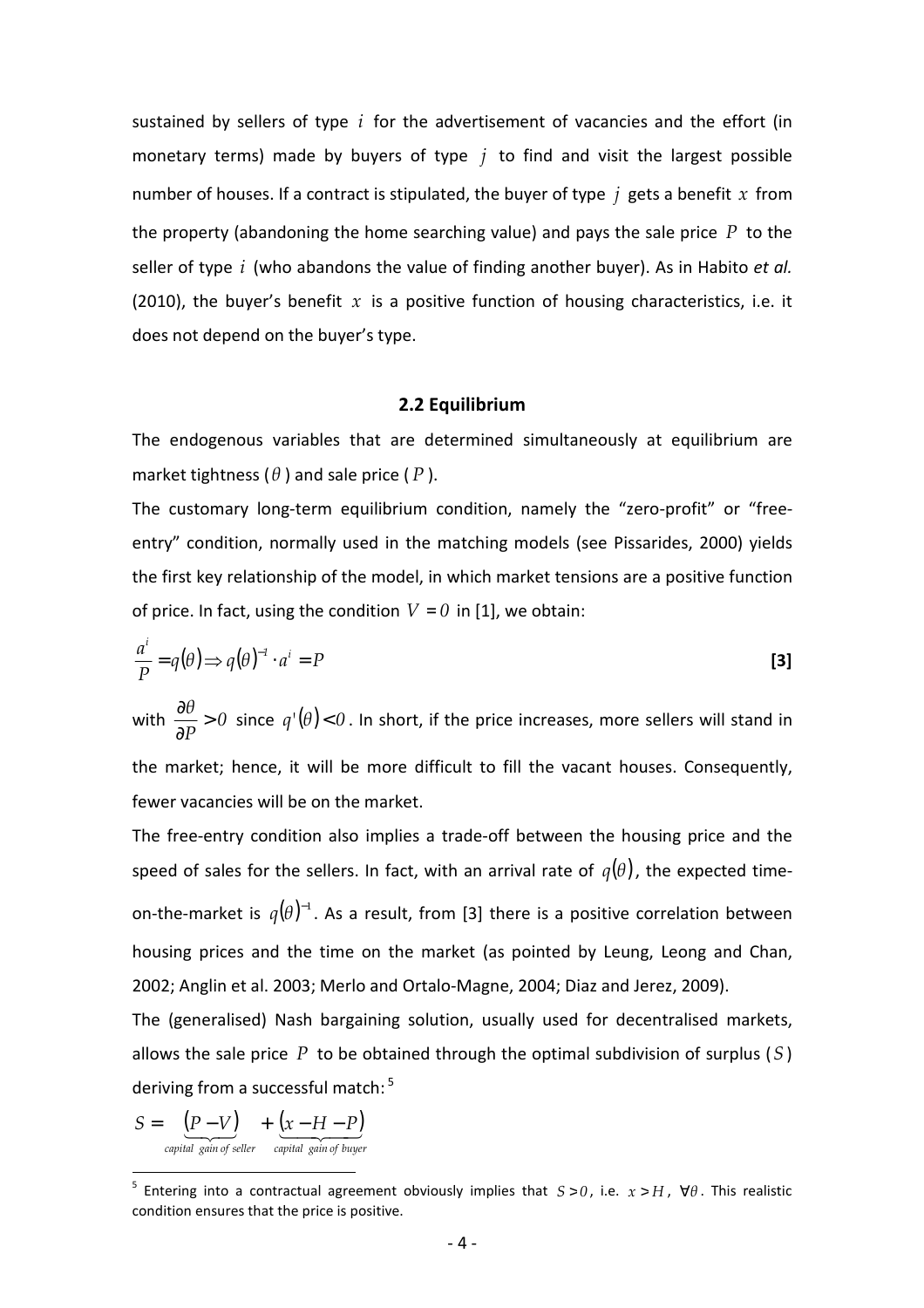sustained by sellers of type $i$ for the advertisement of vacancies and the effort (in monetary terms) made by buyers of type $j$ to find and visit the largest possible number of houses. If a contract is stipulated, the buyer of type $j$ gets a benefit $x$ from the property (abandoning the home searching value) and pays the sale price $P$ to the seller of type $i$ (who abandons the value of finding another buyer). As in Habito *et al.* (2010), the buyer's benefit $x$ is a positive function of housing characteristics, i.e. it does not depend on the buyer's type.

### 2.2 Equilibrium

The endogenous variables that are determined simultaneously at equilibrium are market tightness ($\theta$) and sale price ($P$).

The customary long-term equilibrium condition, namely the "zero-profit" or "free-entry" condition, normally used in the matching models (see Pissarides, 2000) yields the first key relationship of the model, in which market tensions are a positive function of price. In fact, using the condition $V = 0$ in [1], we obtain:

$$\frac{a^i}{P} = q(\theta) \Rightarrow q(\theta)^{-1} \cdot a^i = P \qquad \textbf{[3]}$$

with $\frac{\partial \theta}{\partial P} > 0$ since $q'(\theta) < 0$. In short, if the price increases, more sellers will stand in the market; hence, it will be more difficult to fill the vacant houses. Consequently, fewer vacancies will be on the market.

The free-entry condition also implies a trade-off between the housing price and the speed of sales for the sellers. In fact, with an arrival rate of $q(\theta)$, the expected time-on-the-market is $q(\theta)^{-1}$. As a result, from [3] there is a positive correlation between housing prices and the time on the market (as pointed by Leung, Leong and Chan, 2002; Anglin et al. 2003; Merlo and Ortalo-Magne, 2004; Diaz and Jerez, 2009).

The (generalised) Nash bargaining solution, usually used for decentralised markets, allows the sale price $P$ to be obtained through the optimal subdivision of surplus ($S$) deriving from a successful match: [5]

$$S = \underbrace{(P - V)}_{\text{capital gain of seller}} + \underbrace{(x - H - P)}_{\text{capital gain of buyer}}$$

[5] Entering into a contractual agreement obviously implies that $S > 0$, i.e. $x > H$, $\forall \theta$. This realistic condition ensures that the price is positive.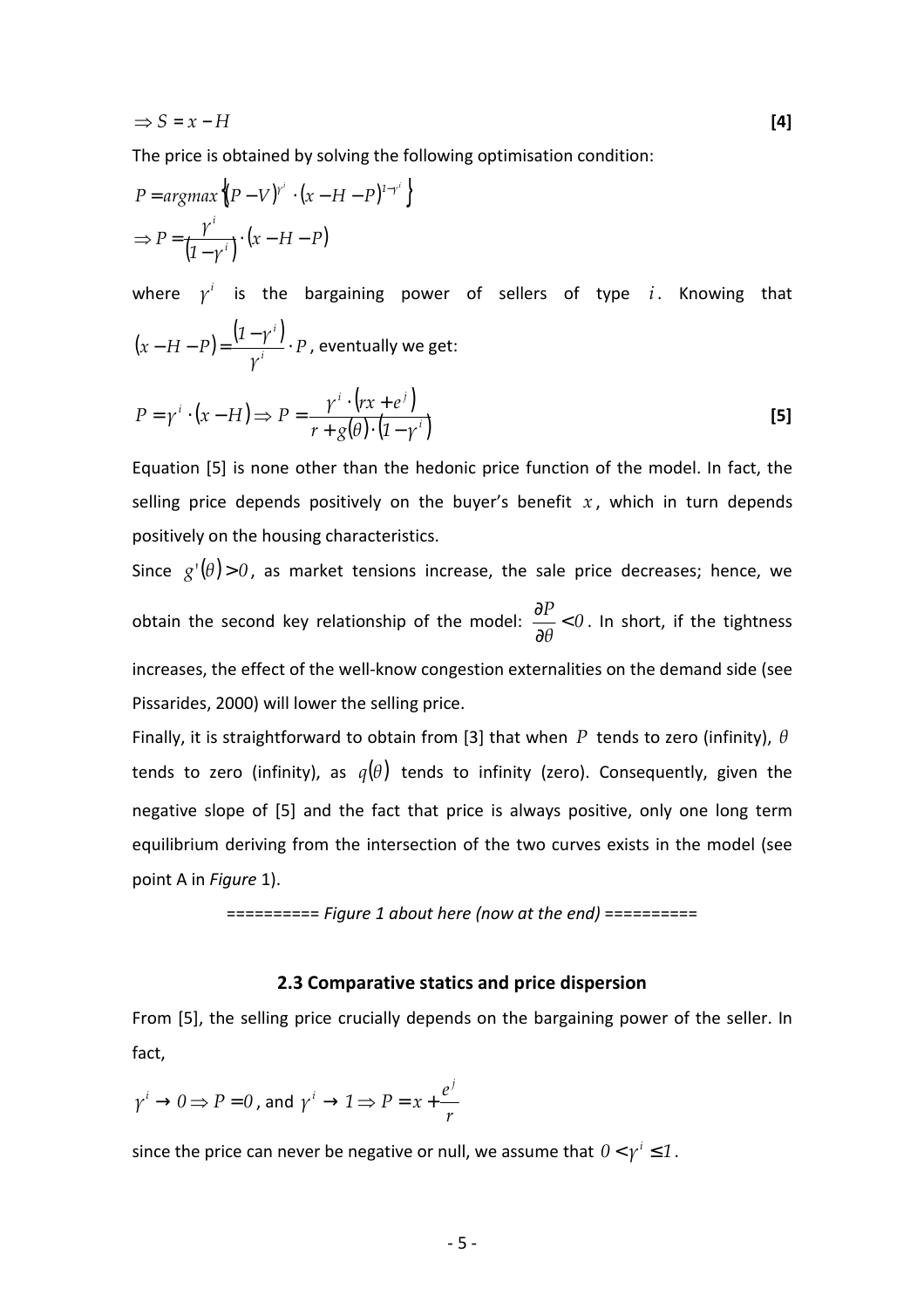$$\Rightarrow S = x - H \qquad \textbf{[4]}$$

The price is obtained by solving the following optimisation condition:

$$P = argmax\left\{(P-V)^{\gamma^i} \cdot (x-H-P)^{1-\gamma^i}\right\}$$

$$\Rightarrow P = \frac{\gamma^i}{\left(1-\gamma^i\right)} \cdot (x-H-P)$$

where $\gamma^i$ is the bargaining power of sellers of type $i$. Knowing that $(x-H-P) = \frac{\left(1-\gamma^i\right)}{\gamma^i} \cdot P$, eventually we get:

$$P = \gamma^i \cdot (x-H) \Rightarrow P = \frac{\gamma^i \cdot \left(rx + e^j\right)}{r + g(\theta) \cdot \left(1-\gamma^i\right)} \qquad \textbf{[5]}$$

Equation [5] is none other than the hedonic price function of the model. In fact, the selling price depends positively on the buyer's benefit $x$, which in turn depends positively on the housing characteristics.

Since $g'(\theta) > 0$, as market tensions increase, the sale price decreases; hence, we obtain the second key relationship of the model: $\frac{\partial P}{\partial \theta} < 0$. In short, if the tightness increases, the effect of the well-know congestion externalities on the demand side (see Pissarides, 2000) will lower the selling price.

Finally, it is straightforward to obtain from [3] that when $P$ tends to zero (infinity), $\theta$ tends to zero (infinity), as $q(\theta)$ tends to infinity (zero). Consequently, given the negative slope of [5] and the fact that price is always positive, only one long term equilibrium deriving from the intersection of the two curves exists in the model (see point A in *Figure* 1).

========== *Figure 1 about here (now at the end)* ==========

### 2.3 Comparative statics and price dispersion

From [5], the selling price crucially depends on the bargaining power of the seller. In fact,

$$\gamma^i \to 0 \Rightarrow P = 0 \text{, and } \gamma^i \to 1 \Rightarrow P = x + \frac{e^j}{r}$$

since the price can never be negative or null, we assume that $0 < \gamma^i \leq 1$.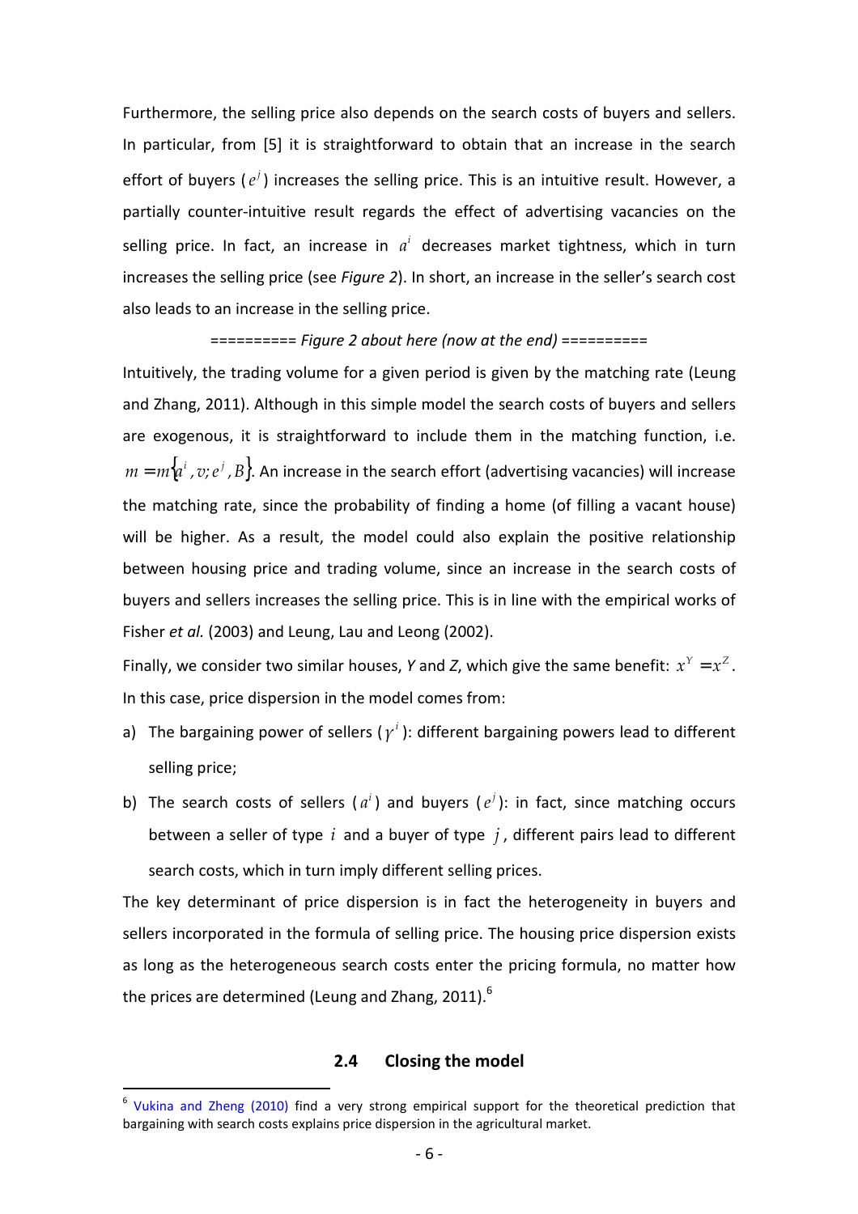Furthermore, the selling price also depends on the search costs of buyers and sellers. In particular, from [5] it is straightforward to obtain that an increase in the search effort of buyers ($e^j$) increases the selling price. This is an intuitive result. However, a partially counter-intuitive result regards the effect of advertising vacancies on the selling price. In fact, an increase in $a^i$ decreases market tightness, which in turn increases the selling price (see *Figure 2*). In short, an increase in the seller's search cost also leads to an increase in the selling price.

========== *Figure 2 about here (now at the end)* ==========

Intuitively, the trading volume for a given period is given by the matching rate (Leung and Zhang, 2011). Although in this simple model the search costs of buyers and sellers are exogenous, it is straightforward to include them in the matching function, i.e. $m = m\{a^i, v; e^j, B\}$. An increase in the search effort (advertising vacancies) will increase the matching rate, since the probability of finding a home (of filling a vacant house) will be higher. As a result, the model could also explain the positive relationship between housing price and trading volume, since an increase in the search costs of buyers and sellers increases the selling price. This is in line with the empirical works of Fisher *et al.* (2003) and Leung, Lau and Leong (2002).

Finally, we consider two similar houses, *Y* and *Z*, which give the same benefit: $x^Y = x^Z$. In this case, price dispersion in the model comes from:

a) The bargaining power of sellers ($\gamma^i$): different bargaining powers lead to different selling price;
b) The search costs of sellers ($a^i$) and buyers ($e^j$): in fact, since matching occurs between a seller of type $i$ and a buyer of type $j$, different pairs lead to different search costs, which in turn imply different selling prices.

The key determinant of price dispersion is in fact the heterogeneity in buyers and sellers incorporated in the formula of selling price. The housing price dispersion exists as long as the heterogeneous search costs enter the pricing formula, no matter how the prices are determined (Leung and Zhang, 2011).[6]

## 2.4 Closing the model

[6] Vukina and Zheng (2010) find a very strong empirical support for the theoretical prediction that bargaining with search costs explains price dispersion in the agricultural market.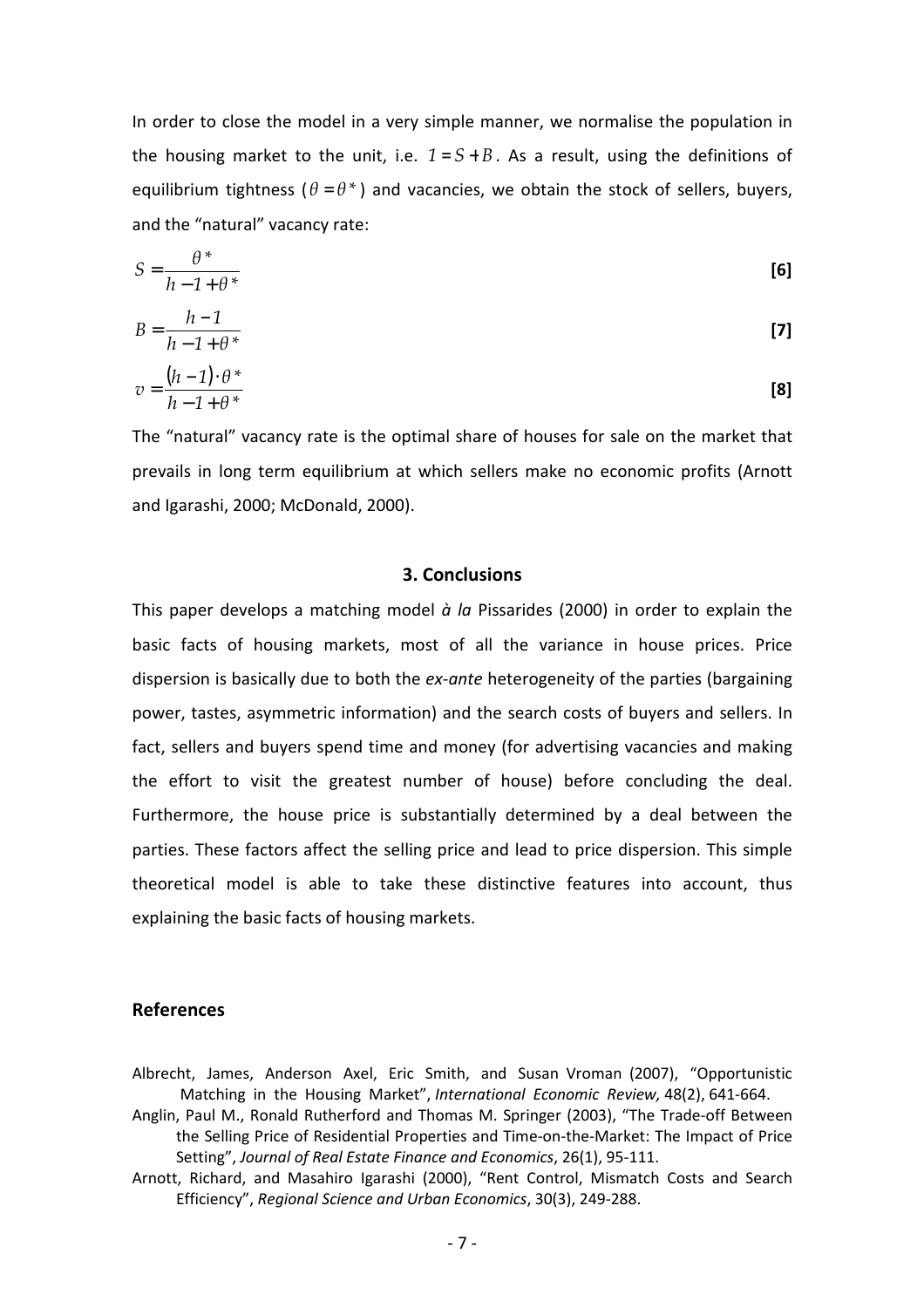In order to close the model in a very simple manner, we normalise the population in the housing market to the unit, i.e. $1 = S + B$. As a result, using the definitions of equilibrium tightness ($\theta = \theta^*$) and vacancies, we obtain the stock of sellers, buyers, and the "natural" vacancy rate:

$$S = \frac{\theta^*}{h - 1 + \theta^*} \qquad \textbf{[6]}$$

$$B = \frac{h - 1}{h - 1 + \theta^*} \qquad \textbf{[7]}$$

$$v = \frac{(h - 1) \cdot \theta^*}{h - 1 + \theta^*} \qquad \textbf{[8]}$$

The "natural" vacancy rate is the optimal share of houses for sale on the market that prevails in long term equilibrium at which sellers make no economic profits (Arnott and Igarashi, 2000; McDonald, 2000).

## 3. Conclusions

This paper develops a matching model *à la* Pissarides (2000) in order to explain the basic facts of housing markets, most of all the variance in house prices. Price dispersion is basically due to both the *ex-ante* heterogeneity of the parties (bargaining power, tastes, asymmetric information) and the search costs of buyers and sellers. In fact, sellers and buyers spend time and money (for advertising vacancies and making the effort to visit the greatest number of house) before concluding the deal. Furthermore, the house price is substantially determined by a deal between the parties. These factors affect the selling price and lead to price dispersion. This simple theoretical model is able to take these distinctive features into account, thus explaining the basic facts of housing markets.

## References

Albrecht, James, Anderson Axel, Eric Smith, and Susan Vroman (2007), "Opportunistic Matching in the Housing Market", *International Economic Review,* 48(2), 641-664.

Anglin, Paul M., Ronald Rutherford and Thomas M. Springer (2003), "The Trade-off Between the Selling Price of Residential Properties and Time-on-the-Market: The Impact of Price Setting", *Journal of Real Estate Finance and Economics*, 26(1), 95-111.

Arnott, Richard, and Masahiro Igarashi (2000), "Rent Control, Mismatch Costs and Search Efficiency", *Regional Science and Urban Economics*, 30(3), 249-288.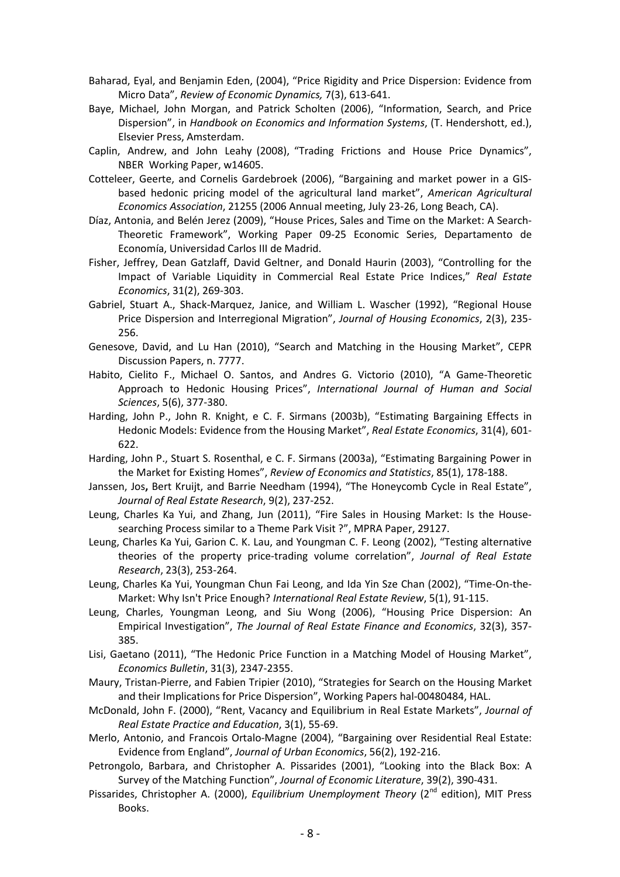Baharad, Eyal, and Benjamin Eden, (2004), "Price Rigidity and Price Dispersion: Evidence from Micro Data", *Review of Economic Dynamics,* 7(3), 613-641.

Baye, Michael, John Morgan, and Patrick Scholten (2006), "Information, Search, and Price Dispersion", in *Handbook on Economics and Information Systems*, (T. Hendershott, ed.), Elsevier Press, Amsterdam.

Caplin, Andrew, and John Leahy (2008), "Trading Frictions and House Price Dynamics", NBER Working Paper, w14605.

Cotteleer, Geerte, and Cornelis Gardebroek (2006), "Bargaining and market power in a GIS-based hedonic pricing model of the agricultural land market", *American Agricultural Economics Association*, 21255 (2006 Annual meeting, July 23-26, Long Beach, CA).

Díaz, Antonia, and Belén Jerez (2009), "House Prices, Sales and Time on the Market: A Search-Theoretic Framework", Working Paper 09-25 Economic Series, Departamento de Economía, Universidad Carlos III de Madrid.

Fisher, Jeffrey, Dean Gatzlaff, David Geltner, and Donald Haurin (2003), "Controlling for the Impact of Variable Liquidity in Commercial Real Estate Price Indices," *Real Estate Economics*, 31(2), 269-303.

Gabriel, Stuart A., Shack-Marquez, Janice, and William L. Wascher (1992), "Regional House Price Dispersion and Interregional Migration", *Journal of Housing Economics*, 2(3), 235-256.

Genesove, David, and Lu Han (2010), "Search and Matching in the Housing Market", CEPR Discussion Papers, n. 7777.

Habito, Cielito F., Michael O. Santos, and Andres G. Victorio (2010), "A Game-Theoretic Approach to Hedonic Housing Prices", *International Journal of Human and Social Sciences*, 5(6), 377-380.

Harding, John P., John R. Knight, e C. F. Sirmans (2003b), "Estimating Bargaining Effects in Hedonic Models: Evidence from the Housing Market", *Real Estate Economics*, 31(4), 601-622.

Harding, John P., Stuart S. Rosenthal, e C. F. Sirmans (2003a), "Estimating Bargaining Power in the Market for Existing Homes", *Review of Economics and Statistics*, 85(1), 178-188.

Janssen, Jos**,** Bert Kruijt, and Barrie Needham (1994), "The Honeycomb Cycle in Real Estate", *Journal of Real Estate Research*, 9(2), 237-252.

Leung, Charles Ka Yui, and Zhang, Jun (2011), "Fire Sales in Housing Market: Is the House-searching Process similar to a Theme Park Visit ?", MPRA Paper, 29127.

Leung, Charles Ka Yui, Garion C. K. Lau, and Youngman C. F. Leong (2002), "Testing alternative theories of the property price-trading volume correlation", *Journal of Real Estate Research*, 23(3), 253-264.

Leung, Charles Ka Yui, Youngman Chun Fai Leong, and Ida Yin Sze Chan (2002), "Time-On-the-Market: Why Isn't Price Enough? *International Real Estate Review*, 5(1), 91-115.

Leung, Charles, Youngman Leong, and Siu Wong (2006), "Housing Price Dispersion: An Empirical Investigation", *The Journal of Real Estate Finance and Economics*, 32(3), 357-385.

Lisi, Gaetano (2011), "The Hedonic Price Function in a Matching Model of Housing Market", *Economics Bulletin*, 31(3), 2347-2355.

Maury, Tristan-Pierre, and Fabien Tripier (2010), "Strategies for Search on the Housing Market and their Implications for Price Dispersion", Working Papers hal-00480484, HAL.

McDonald, John F. (2000), "Rent, Vacancy and Equilibrium in Real Estate Markets", *Journal of Real Estate Practice and Education*, 3(1), 55-69.

Merlo, Antonio, and Francois Ortalo-Magne (2004), "Bargaining over Residential Real Estate: Evidence from England", *Journal of Urban Economics*, 56(2), 192-216.

Petrongolo, Barbara, and Christopher A. Pissarides (2001), "Looking into the Black Box: A Survey of the Matching Function", *Journal of Economic Literature*, 39(2), 390-431.

Pissarides, Christopher A. (2000), *Equilibrium Unemployment Theory* (2nd edition), MIT Press Books.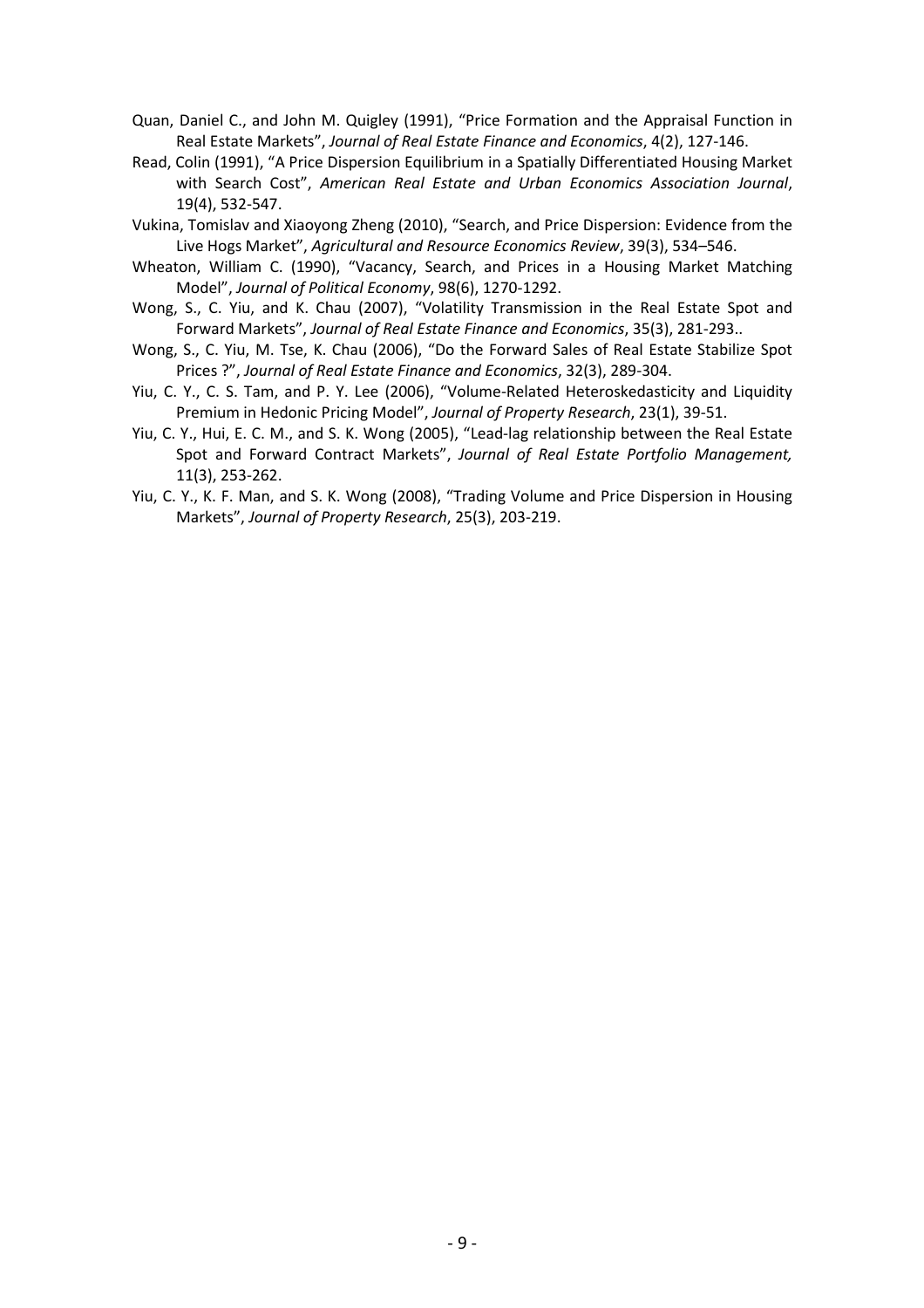Quan, Daniel C., and John M. Quigley (1991), "Price Formation and the Appraisal Function in Real Estate Markets", *Journal of Real Estate Finance and Economics*, 4(2), 127-146.

Read, Colin (1991), "A Price Dispersion Equilibrium in a Spatially Differentiated Housing Market with Search Cost", *American Real Estate and Urban Economics Association Journal*, 19(4), 532-547.

Vukina, Tomislav and Xiaoyong Zheng (2010), "Search, and Price Dispersion: Evidence from the Live Hogs Market", *Agricultural and Resource Economics Review*, 39(3), 534–546.

Wheaton, William C. (1990), "Vacancy, Search, and Prices in a Housing Market Matching Model", *Journal of Political Economy*, 98(6), 1270-1292.

Wong, S., C. Yiu, and K. Chau (2007), "Volatility Transmission in the Real Estate Spot and Forward Markets", *Journal of Real Estate Finance and Economics*, 35(3), 281-293..

Wong, S., C. Yiu, M. Tse, K. Chau (2006), "Do the Forward Sales of Real Estate Stabilize Spot Prices ?", *Journal of Real Estate Finance and Economics*, 32(3), 289-304.

Yiu, C. Y., C. S. Tam, and P. Y. Lee (2006), "Volume-Related Heteroskedasticity and Liquidity Premium in Hedonic Pricing Model", *Journal of Property Research*, 23(1), 39-51.

Yiu, C. Y., Hui, E. C. M., and S. K. Wong (2005), "Lead-lag relationship between the Real Estate Spot and Forward Contract Markets", *Journal of Real Estate Portfolio Management,* 11(3), 253-262.

Yiu, C. Y., K. F. Man, and S. K. Wong (2008), "Trading Volume and Price Dispersion in Housing Markets", *Journal of Property Research*, 25(3), 203-219.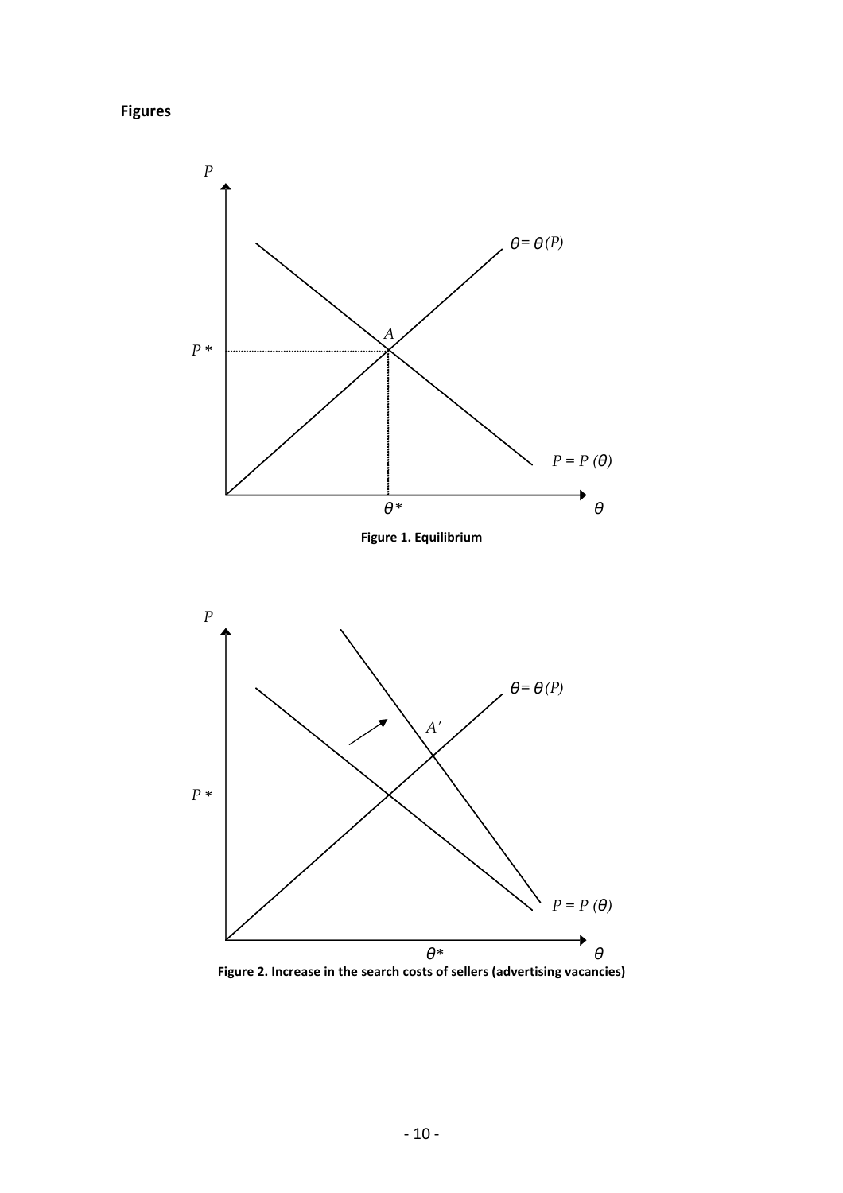## Figures

$P$

$\theta = \theta(P)$

$A$

$P*$

$P = P(\theta)$

$\theta*$

$\theta$

**Figure 1. Equilibrium**

$P$

$\theta = \theta(P)$

$A'$

$P*$

$P = P(\theta)$

$\theta*$

$\theta$

**Figure 2. Increase in the search costs of sellers (advertising vacancies)**